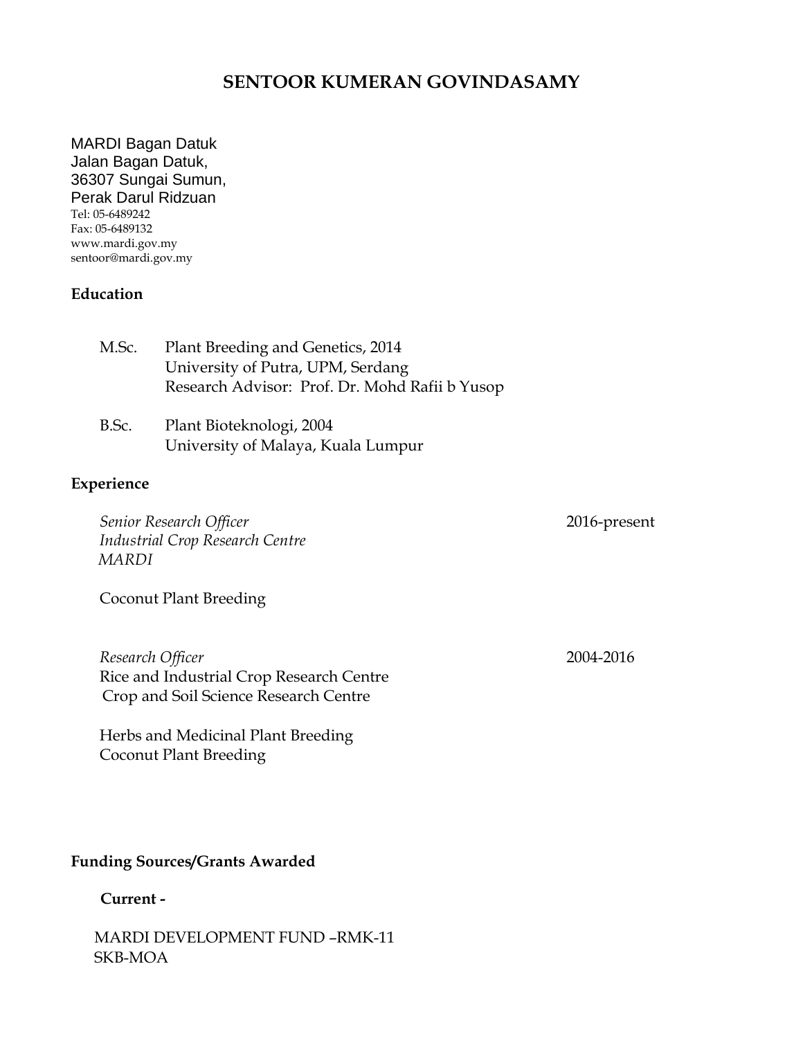# SENTOOR KUMERAN GOVINDASAMY

MARDI Bagan Datuk
Jalan Bagan Datuk,
36307 Sungai Sumun,
Perak Darul Ridzuan
Tel: 05-6489242
Fax: 05-6489132
www.mardi.gov.my
sentoor@mardi.gov.my

## Education

M.Sc. Plant Breeding and Genetics, 2014
University of Putra, UPM, Serdang
Research Advisor: Prof. Dr. Mohd Rafii b Yusop

B.Sc. Plant Bioteknologi, 2004
University of Malaya, Kuala Lumpur

## Experience

*Senior Research Officer* 2016-present
*Industrial Crop Research Centre*
*MARDI*

Coconut Plant Breeding

*Research Officer* 2004-2016
Rice and Industrial Crop Research Centre
Crop and Soil Science Research Centre

Herbs and Medicinal Plant Breeding
Coconut Plant Breeding

## Funding Sources/Grants Awarded

**Current -**

MARDI DEVELOPMENT FUND –RMK-11
SKB-MOA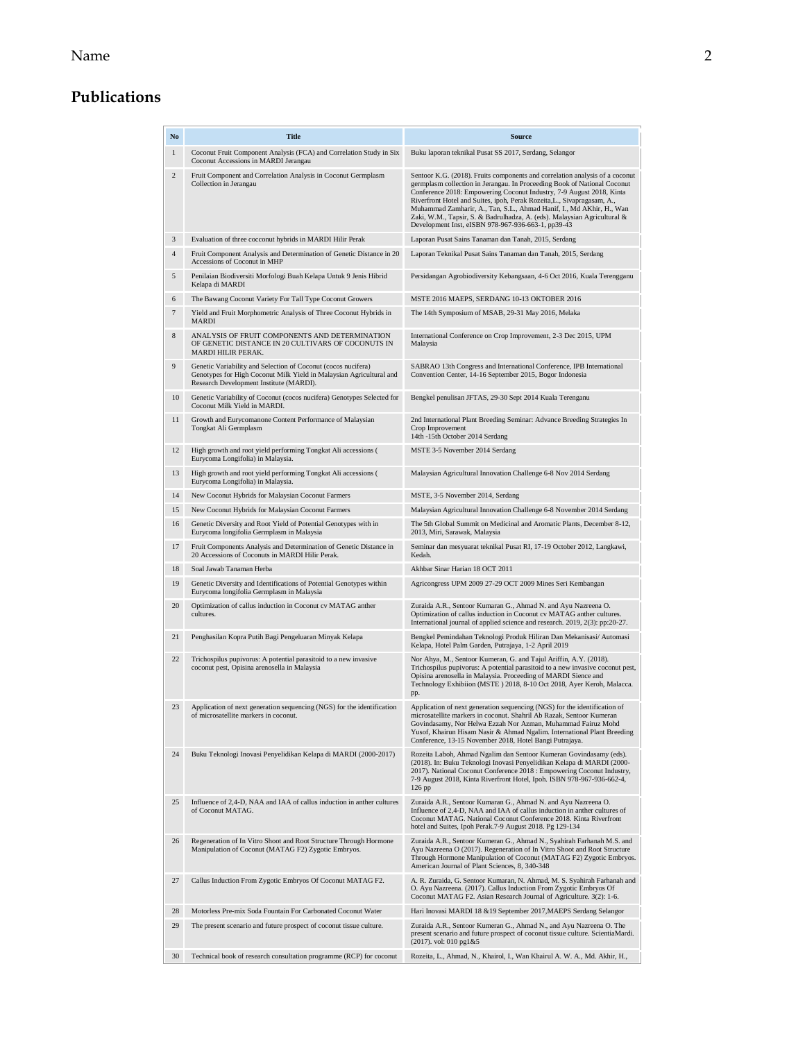## Publications

| No | Title | Source |
|---|---|---|
| 1 | Coconut Fruit Component Analysis (FCA) and Correlation Study in Six Coconut Accessions in MARDI Jerangau | Buku laporan teknikal Pusat SS 2017, Serdang, Selangor |
| 2 | Fruit Component and Correlation Analysis in Coconut Germplasm Collection in Jerangau | Sentoor K.G. (2018). Fruits components and correlation analysis of a coconut germplasm collection in Jerangau. In Proceeding Book of National Coconut Conference 2018: Empowering Coconut Industry, 7-9 August 2018, Kinta Riverfront Hotel and Suites, ipoh, Perak Rozeita,L., Sivapragasam, A., Muhammad Zamharir, A., Tan, S.L., Ahmad Hanif, I., Md AKhir, H., Wan Zaki, W.M., Tapsir, S. & Badrulhadza, A. (eds). Malaysian Agricultural & Development Inst, eISBN 978-967-936-663-1, pp39-43 |
| 3 | Evaluation of three cocconut hybrids in MARDI Hilir Perak | Laporan Pusat Sains Tanaman dan Tanah, 2015, Serdang |
| 4 | Fruit Component Analysis and Determination of Genetic Distance in 20 Accessions of Coconut in MHP | Laporan Teknikal Pusat Sains Tanaman dan Tanah, 2015, Serdang |
| 5 | Penilaian Biodiversiti Morfologi Buah Kelapa Untuk 9 Jenis Hibrid Kelapa di MARDI | Persidangan Agrobiodiversity Kebangsaan, 4-6 Oct 2016, Kuala Terengganu |
| 6 | The Bawang Coconut Variety For Tall Type Coconut Growers | MSTE 2016 MAEPS, SERDANG 10-13 OKTOBER 2016 |
| 7 | Yield and Fruit Morphometric Analysis of Three Coconut Hybrids in MARDI | The 14th Symposium of MSAB, 29-31 May 2016, Melaka |
| 8 | ANALYSIS OF FRUIT COMPONENTS AND DETERMINATION OF GENETIC DISTANCE IN 20 CULTIVARS OF COCONUTS IN MARDI HILIR PERAK. | International Conference on Crop Improvement, 2-3 Dec 2015, UPM Malaysia |
| 9 | Genetic Variability and Selection of Coconut (cocos nucifera) Genotypes for High Coconut Milk Yield in Malaysian Agricultural and Research Development Institute (MARDI). | SABRAO 13th Congress and International Conference, IPB International Convention Center, 14-16 September 2015, Bogor Indonesia |
| 10 | Genetic Variability of Coconut (cocos nucifera) Genotypes Selected for Coconut Milk Yield in MARDI. | Bengkel penulisan JFTAS, 29-30 Sept 2014 Kuala Terenganu |
| 11 | Growth and Eurycomanone Content Performance of Malaysian Tongkat Ali Germplasm | 2nd International Plant Breeding Seminar: Advance Breeding Strategies In Crop Improvement 14th -15th October 2014 Serdang |
| 12 | High growth and root yield performing Tongkat Ali accessions ( Eurycoma Longifolia) in Malaysia. | MSTE 3-5 November 2014 Serdang |
| 13 | High growth and root yield performing Tongkat Ali accessions ( Eurycoma Longifolia) in Malaysia. | Malaysian Agricultural Innovation Challenge 6-8 Nov 2014 Serdang |
| 14 | New Coconut Hybrids for Malaysian Coconut Farmers | MSTE, 3-5 November 2014, Serdang |
| 15 | New Coconut Hybrids for Malaysian Coconut Farmers | Malaysian Agricultural Innovation Challenge 6-8 November 2014 Serdang |
| 16 | Genetic Diversity and Root Yield of Potential Genotypes with in Eurycoma longifolia Germplasm in Malaysia | The 5th Global Summit on Medicinal and Aromatic Plants, December 8-12, 2013, Miri, Sarawak, Malaysia |
| 17 | Fruit Components Analysis and Determination of Genetic Distance in 20 Accessions of Coconuts in MARDI Hilir Perak. | Seminar dan mesyuarat teknikal Pusat RI, 17-19 October 2012, Langkawi, Kedah. |
| 18 | Soal Jawab Tanaman Herba | Akhbar Sinar Harian 18 OCT 2011 |
| 19 | Genetic Diversity and Identifications of Potential Genotypes within Eurycoma longifolia Germplasm in Malaysia | Agricongress UPM 2009 27-29 OCT 2009 Mines Seri Kembangan |
| 20 | Optimization of callus induction in Coconut cv MATAG anther cultures. | Zuraida A.R., Sentoor Kumaran G., Ahmad N. and Ayu Nazreena O. Optimization of callus induction in Coconut cv MATAG anther cultures. International journal of applied science and research. 2019, 2(3): pp:20-27. |
| 21 | Penghasilan Kopra Putih Bagi Pengeluaran Minyak Kelapa | Bengkel Pemindahan Teknologi Produk Hiliran Dan Mekanisasi/ Automasi Kelapa, Hotel Palm Garden, Putrajaya, 1-2 April 2019 |
| 22 | Trichospilus pupivorus: A potential parasitoid to a new invasive coconut pest, Opisina arenosella in Malaysia | Nor Ahya, M., Sentoor Kumeran, G. and Tajul Ariffin, A.Y. (2018). Trichospilus pupivorus: A potential parasitoid to a new invasive coconut pest, Opisina arenosella in Malaysia. Proceeding of MARDI Sience and Technology Exhibiion (MSTE ) 2018, 8-10 Oct 2018, Ayer Keroh, Malacca. pp. |
| 23 | Application of next generation sequencing (NGS) for the identification of microsatellite markers in coconut. | Application of next generation sequencing (NGS) for the identification of microsatellite markers in coconut. Shahril Ab Razak, Sentoor Kumeran Govindasamy, Nor Helwa Ezzah Nor Azman, Muhammad Fairuz Mohd Yusof, Khairun Hisam Nasir & Ahmad Ngalim. International Plant Breeding Conference, 13-15 November 2018, Hotel Bangi Putrajaya. |
| 24 | Buku Teknologi Inovasi Penyelidikan Kelapa di MARDI (2000-2017) | Rozeita Laboh, Ahmad Ngalim dan Sentoor Kumeran Govindasamy (eds). (2018). In: Buku Teknologi Inovasi Penyelidikan Kelapa di MARDI (2000-2017). National Coconut Conference 2018 : Empowering Coconut Industry, 7-9 August 2018, Kinta Riverfront Hotel, Ipoh. ISBN 978-967-936-662-4, 126 pp |
| 25 | Influence of 2,4-D, NAA and IAA of callus induction in anther cultures of Coconut MATAG. | Zuraida A.R., Sentoor Kumaran G., Ahmad N. and Ayu Nazreena O. Influence of 2,4-D, NAA and IAA of callus induction in anther cultures of Coconut MATAG. National Coconut Conference 2018. Kinta Riverfront hotel and Suites, Ipoh Perak.7-9 August 2018. Pg 129-134 |
| 26 | Regeneration of In Vitro Shoot and Root Structure Through Hormone Manipulation of Coconut (MATAG F2) Zygotic Embryos. | Zuraida A.R., Sentoor Kumeran G., Ahmad N., Syahirah Farhanah M.S. and Ayu Nazreena O (2017). Regeneration of In Vitro Shoot and Root Structure Through Hormone Manipulation of Coconut (MATAG F2) Zygotic Embryos. American Journal of Plant Sciences, 8, 340-348 |
| 27 | Callus Induction From Zygotic Embryos Of Coconut MATAG F2. | A. R. Zuraida, G. Sentoor Kumaran, N. Ahmad, M. S. Syahirah Farhanah and O. Ayu Nazreena. (2017). Callus Induction From Zygotic Embryos Of Coconut MATAG F2. Asian Research Journal of Agriculture. 3(2): 1-6. |
| 28 | Motorless Pre-mix Soda Fountain For Carbonated Coconut Water | Hari Inovasi MARDI 18 &19 September 2017,MAEPS Serdang Selangor |
| 29 | The present scenario and future prospect of coconut tissue culture. | Zuraida A.R., Sentoor Kumeran G., Ahmad N., and Ayu Nazreena O. The present scenario and future prospect of coconut tissue culture. ScientiaMardi. (2017). vol: 010 pg1&5 |
| 30 | Technical book of research consultation programme (RCP) for coconut | Rozeita, L., Ahmad, N., Khairol, I., Wan Khairul A. W. A., Md. Akhir, H., |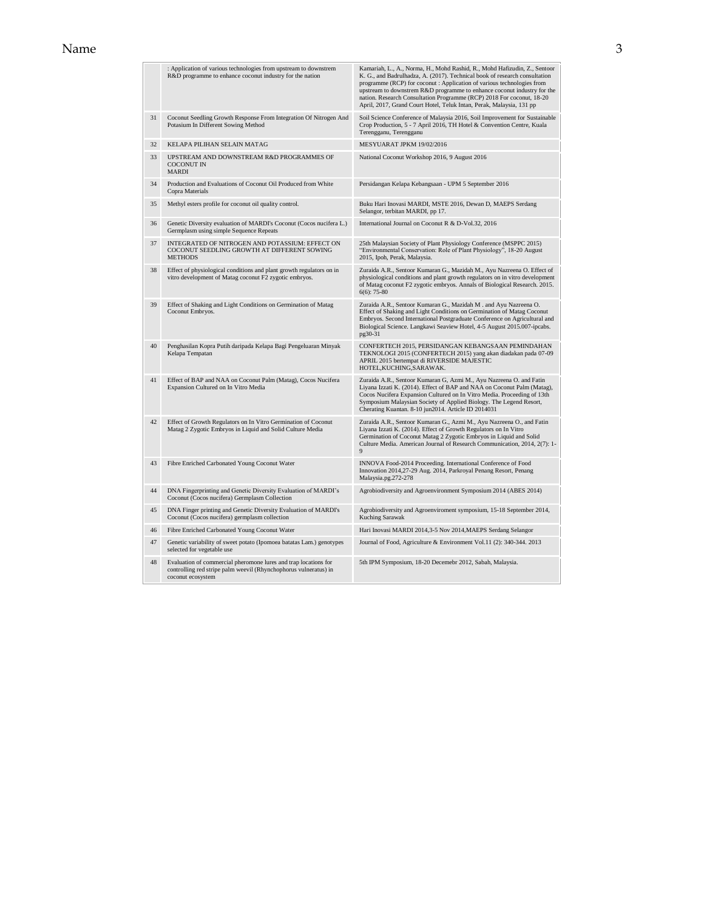| | | |
|---|---|---|
| | : Application of various technologies from upstream to downstrem R&D programme to enhance coconut industry for the nation | Kamariah, L., A., Norma, H., Mohd Rashid, R., Mohd Hafizudin, Z., Sentoor K. G., and Badrulhadza, A. (2017). Technical book of research consultation programme (RCP) for coconut : Application of various technologies from upstream to downstrem R&D programme to enhance coconut industry for the nation. Research Consultation Programme (RCP) 2018 For coconut, 18-20 April, 2017, Grand Court Hotel, Teluk Intan, Perak, Malaysia, 131 pp |
| 31 | Coconut Seedling Growth Response From Integration Of Nitrogen And Potasium In Different Sowing Method | Soil Science Conference of Malaysia 2016, Soil Improvement for Sustainable Crop Production, 5 - 7 April 2016, TH Hotel & Convention Centre, Kuala Terengganu, Terengganu |
| 32 | KELAPA PILIHAN SELAIN MATAG | MESYUARAT JPKM 19/02/2016 |
| 33 | UPSTREAM AND DOWNSTREAM R&D PROGRAMMES OF COCONUT IN MARDI | National Coconut Workshop 2016, 9 August 2016 |
| 34 | Production and Evaluations of Coconut Oil Produced from White Copra Materials | Persidangan Kelapa Kebangsaan - UPM 5 September 2016 |
| 35 | Methyl esters profile for coconut oil quality control. | Buku Hari Inovasi MARDI, MSTE 2016, Dewan D, MAEPS Serdang Selangor, terbitan MARDI, pp 17. |
| 36 | Genetic Diversity evaluation of MARDI's Coconut (Cocos nucifera L.) Germplasm using simple Sequence Repeats | International Journal on Coconut R & D-Vol.32, 2016 |
| 37 | INTEGRATED OF NITROGEN AND POTASSIUM: EFFECT ON COCONUT SEEDLING GROWTH AT DIFFERENT SOWING METHODS | 25th Malaysian Society of Plant Physiology Conference (MSPPC 2015) "Environmental Conservation: Role of Plant Physiology", 18-20 August 2015, Ipoh, Perak, Malaysia. |
| 38 | Effect of physiological conditions and plant growth regulators on in vitro development of Matag coconut F2 zygotic embryos. | Zuraida A.R., Sentoor Kumaran G., Mazidah M., Ayu Nazreena O. Effect of physiological conditions and plant growth regulators on in vitro development of Matag coconut F2 zygotic embryos. Annals of Biological Research. 2015. 6(6): 75-80 |
| 39 | Effect of Shaking and Light Conditions on Germination of Matag Coconut Embryos. | Zuraida A.R., Sentoor Kumaran G., Mazidah M . and Ayu Nazreena O. Effect of Shaking and Light Conditions on Germination of Matag Coconut Embryos. Second International Postgraduate Conference on Agricultural and Biological Science. Langkawi Seaview Hotel, 4-5 August 2015.007-ipcabs. pg30-31 |
| 40 | Penghasilan Kopra Putih daripada Kelapa Bagi Pengeluaran Minyak Kelapa Tempatan | CONFERTECH 2015, PERSIDANGAN KEBANGSAAN PEMINDAHAN TEKNOLOGI 2015 (CONFERTECH 2015) yang akan diadakan pada 07-09 APRIL 2015 bertempat di RIVERSIDE MAJESTIC HOTEL,KUCHING,SARAWAK. |
| 41 | Effect of BAP and NAA on Coconut Palm (Matag), Cocos Nucifera Expansion Cultured on In Vitro Media | Zuraida A.R., Sentoor Kumaran G, Azmi M., Ayu Nazreena O. and Fatin Liyana Izzati K. (2014). Effect of BAP and NAA on Coconut Palm (Matag), Cocos Nucifera Expansion Cultured on In Vitro Media. Proceeding of 13th Symposium Malaysian Society of Applied Biology. The Legend Resort, Cherating Kuantan. 8-10 jun2014. Article ID 2014031 |
| 42 | Effect of Growth Regulators on In Vitro Germination of Coconut Matag 2 Zygotic Embryos in Liquid and Solid Culture Media | Zuraida A.R., Sentoor Kumaran G., Azmi M., Ayu Nazreena O., and Fatin Liyana Izzati K. (2014). Effect of Growth Regulators on In Vitro Germination of Coconut Matag 2 Zygotic Embryos in Liquid and Solid Culture Media. American Journal of Research Communication, 2014, 2(7): 1-9 |
| 43 | Fibre Enriched Carbonated Young Coconut Water | INNOVA Food-2014 Proceeding. International Conference of Food Innovation 2014,27-29 Aug. 2014, Parkroyal Penang Resort, Penang Malaysia.pg.272-278 |
| 44 | DNA Fingerprinting and Genetic Diversity Evaluation of MARDI's Coconut (Cocos nucifera) Germplasm Collection | Agrobiodiversity and Agroenvironment Symposium 2014 (ABES 2014) |
| 45 | DNA Finger printing and Genetic Diversity Evaluation of MARDI's Coconut (Cocos nucifera) germplasm collection | Agrobiodiversity and Agroenviroment symposium, 15-18 September 2014, Kuching Sarawak |
| 46 | Fibre Enriched Carbonated Young Coconut Water | Hari Inovasi MARDI 2014,3-5 Nov 2014,MAEPS Serdang Selangor |
| 47 | Genetic variability of sweet potato (Ipomoea batatas Lam.) genotypes selected for vegetable use | Journal of Food, Agriculture & Environment Vol.11 (2): 340-344. 2013 |
| 48 | Evaluation of commercial pheromone lures and trap locations for controlling red stripe palm weevil (Rhynchophorus vulneratus) in coconut ecosystem | 5th IPM Symposium, 18-20 Decemebr 2012, Sabah, Malaysia. |